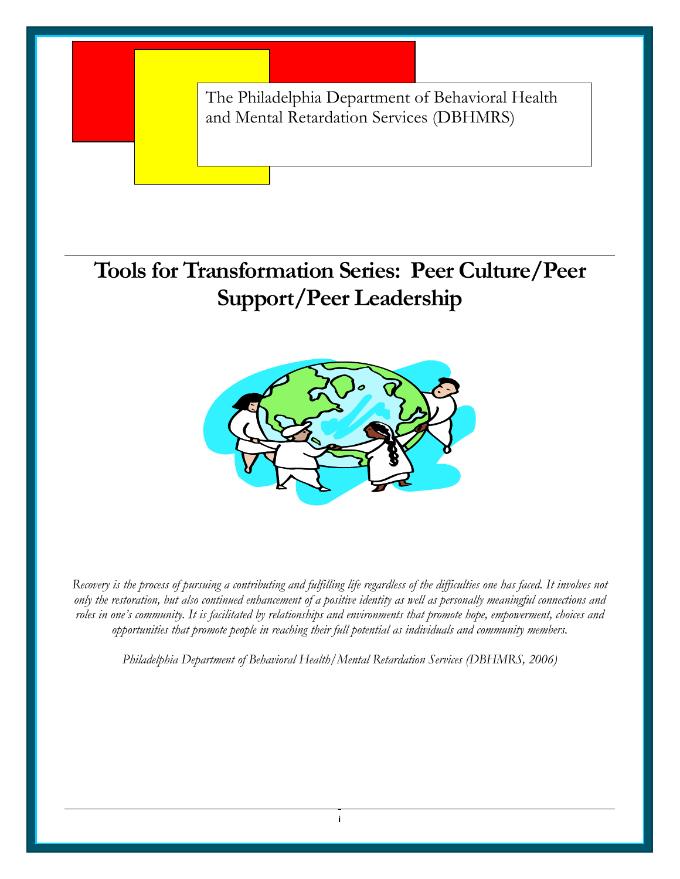The Philadelphia Department of Behavioral Health and Mental Retardation Services (DBHMRS)

# Tools for Transformation Series: Peer Culture/Peer Support/Peer Leadership

*Recovery is the process of pursuing a contributing and fulfilling life regardless of the difficulties one has faced. It involves not only the restoration, but also continued enhancement of a positive identity as well as personally meaningful connections and roles in one's community. It is facilitated by relationships and environments that promote hope, empowerment, choices and opportunities that promote people in reaching their full potential as individuals and community members.*

*Philadelphia Department of Behavioral Health/Mental Retardation Services (DBHMRS, 2006)*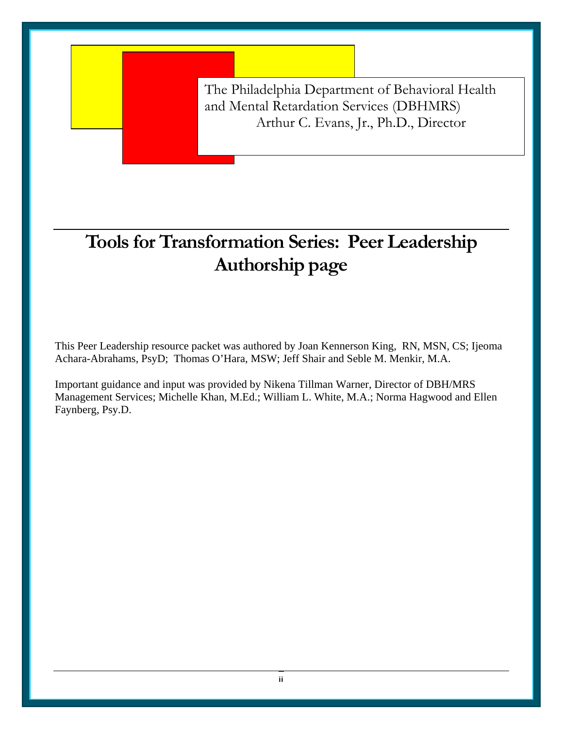The Philadelphia Department of Behavioral Health and Mental Retardation Services (DBHMRS)
Arthur C. Evans, Jr., Ph.D., Director

# Tools for Transformation Series: Peer Leadership Authorship page

This Peer Leadership resource packet was authored by Joan Kennerson King, RN, MSN, CS; Ijeoma Achara-Abrahams, PsyD; Thomas O'Hara, MSW; Jeff Shair and Seble M. Menkir, M.A.

Important guidance and input was provided by Nikena Tillman Warner, Director of DBH/MRS Management Services; Michelle Khan, M.Ed.; William L. White, M.A.; Norma Hagwood and Ellen Faynberg, Psy.D.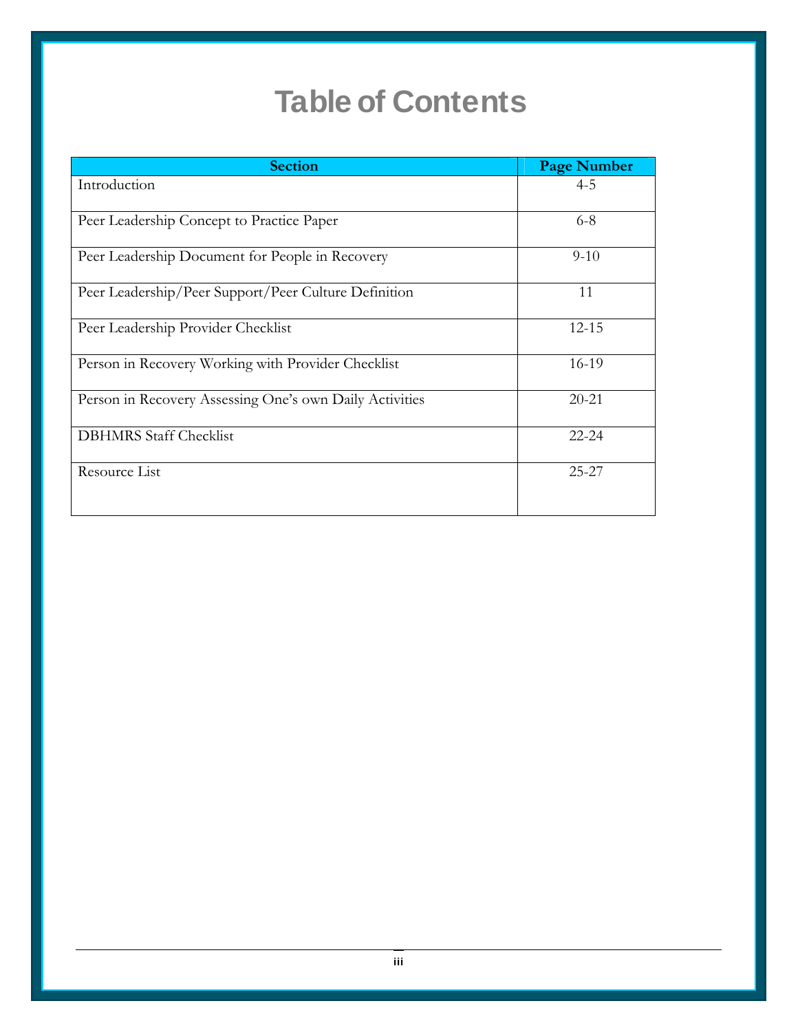# Table of Contents

| Section | Page Number |
|---|---|
| Introduction | 4-5 |
| Peer Leadership Concept to Practice Paper | 6-8 |
| Peer Leadership Document for People in Recovery | 9-10 |
| Peer Leadership/Peer Support/Peer Culture Definition | 11 |
| Peer Leadership Provider Checklist | 12-15 |
| Person in Recovery Working with Provider Checklist | 16-19 |
| Person in Recovery Assessing One's own Daily Activities | 20-21 |
| DBHMRS Staff Checklist | 22-24 |
| Resource List | 25-27 |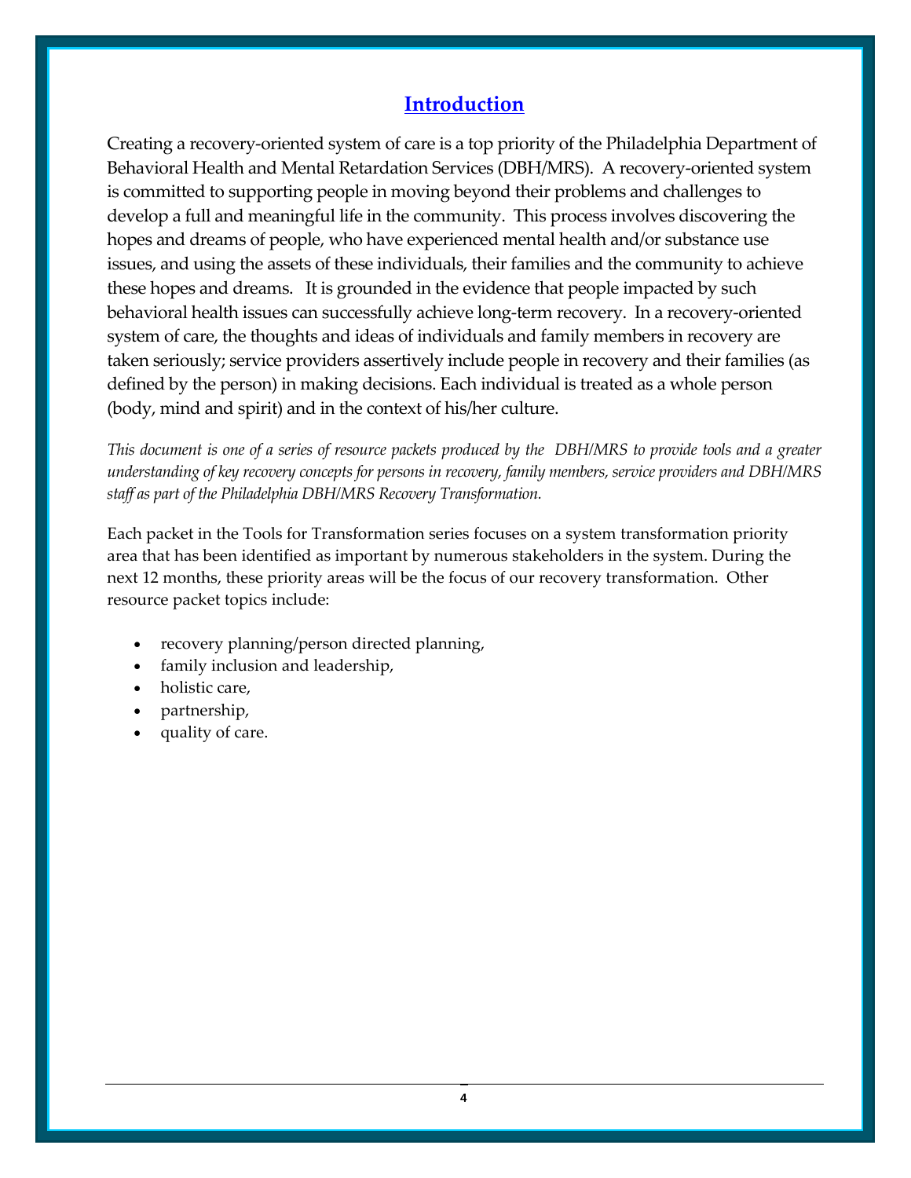## Introduction

Creating a recovery-oriented system of care is a top priority of the Philadelphia Department of Behavioral Health and Mental Retardation Services (DBH/MRS). A recovery-oriented system is committed to supporting people in moving beyond their problems and challenges to develop a full and meaningful life in the community. This process involves discovering the hopes and dreams of people, who have experienced mental health and/or substance use issues, and using the assets of these individuals, their families and the community to achieve these hopes and dreams. It is grounded in the evidence that people impacted by such behavioral health issues can successfully achieve long-term recovery. In a recovery-oriented system of care, the thoughts and ideas of individuals and family members in recovery are taken seriously; service providers assertively include people in recovery and their families (as defined by the person) in making decisions. Each individual is treated as a whole person (body, mind and spirit) and in the context of his/her culture.

*This document is one of a series of resource packets produced by the DBH/MRS to provide tools and a greater understanding of key recovery concepts for persons in recovery, family members, service providers and DBH/MRS staff as part of the Philadelphia DBH/MRS Recovery Transformation.*

Each packet in the Tools for Transformation series focuses on a system transformation priority area that has been identified as important by numerous stakeholders in the system. During the next 12 months, these priority areas will be the focus of our recovery transformation. Other resource packet topics include:

- recovery planning/person directed planning,
- family inclusion and leadership,
- holistic care,
- partnership,
- quality of care.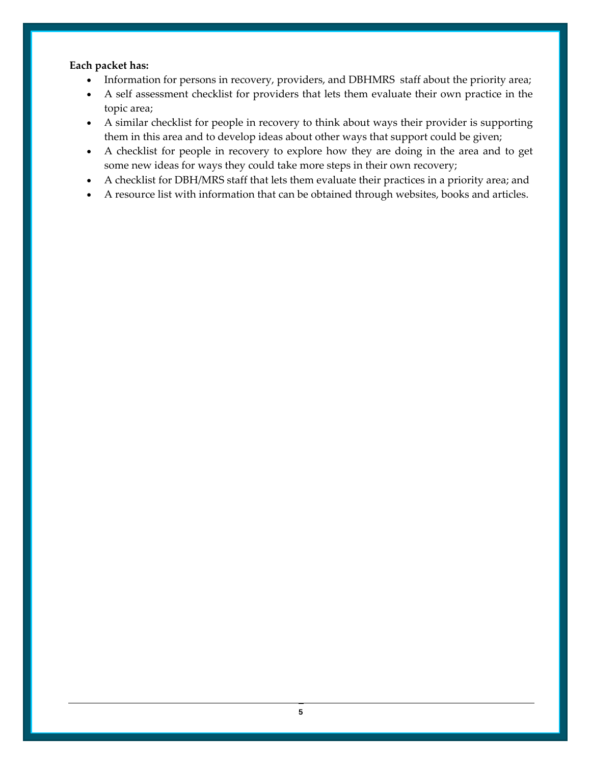**Each packet has:**

- Information for persons in recovery, providers, and DBHMRS staff about the priority area;
- A self assessment checklist for providers that lets them evaluate their own practice in the topic area;
- A similar checklist for people in recovery to think about ways their provider is supporting them in this area and to develop ideas about other ways that support could be given;
- A checklist for people in recovery to explore how they are doing in the area and to get some new ideas for ways they could take more steps in their own recovery;
- A checklist for DBH/MRS staff that lets them evaluate their practices in a priority area; and
- A resource list with information that can be obtained through websites, books and articles.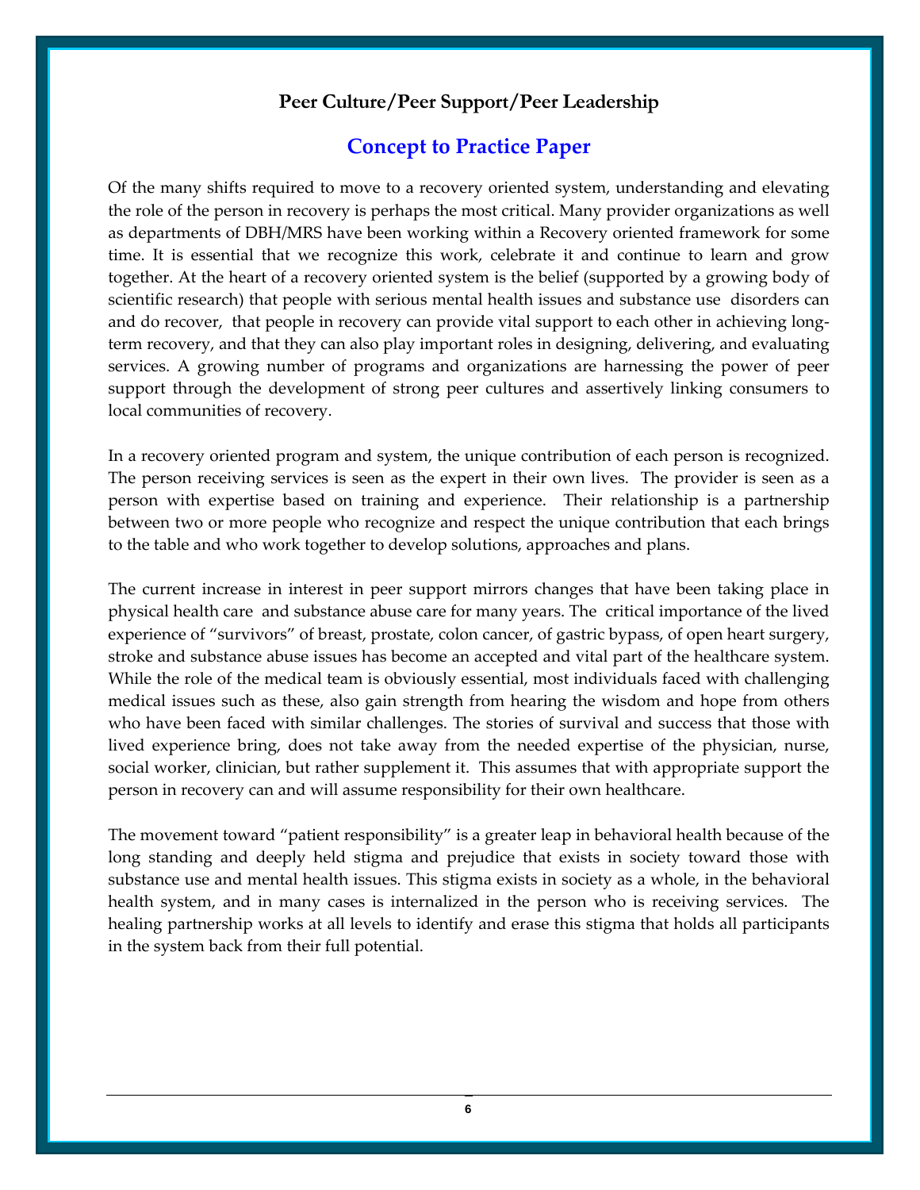## Peer Culture/Peer Support/Peer Leadership

# Concept to Practice Paper

Of the many shifts required to move to a recovery oriented system, understanding and elevating the role of the person in recovery is perhaps the most critical. Many provider organizations as well as departments of DBH/MRS have been working within a Recovery oriented framework for some time. It is essential that we recognize this work, celebrate it and continue to learn and grow together. At the heart of a recovery oriented system is the belief (supported by a growing body of scientific research) that people with serious mental health issues and substance use disorders can and do recover, that people in recovery can provide vital support to each other in achieving long-term recovery, and that they can also play important roles in designing, delivering, and evaluating services. A growing number of programs and organizations are harnessing the power of peer support through the development of strong peer cultures and assertively linking consumers to local communities of recovery.

In a recovery oriented program and system, the unique contribution of each person is recognized. The person receiving services is seen as the expert in their own lives. The provider is seen as a person with expertise based on training and experience. Their relationship is a partnership between two or more people who recognize and respect the unique contribution that each brings to the table and who work together to develop solutions, approaches and plans.

The current increase in interest in peer support mirrors changes that have been taking place in physical health care and substance abuse care for many years. The critical importance of the lived experience of "survivors" of breast, prostate, colon cancer, of gastric bypass, of open heart surgery, stroke and substance abuse issues has become an accepted and vital part of the healthcare system. While the role of the medical team is obviously essential, most individuals faced with challenging medical issues such as these, also gain strength from hearing the wisdom and hope from others who have been faced with similar challenges. The stories of survival and success that those with lived experience bring, does not take away from the needed expertise of the physician, nurse, social worker, clinician, but rather supplement it. This assumes that with appropriate support the person in recovery can and will assume responsibility for their own healthcare.

The movement toward "patient responsibility" is a greater leap in behavioral health because of the long standing and deeply held stigma and prejudice that exists in society toward those with substance use and mental health issues. This stigma exists in society as a whole, in the behavioral health system, and in many cases is internalized in the person who is receiving services. The healing partnership works at all levels to identify and erase this stigma that holds all participants in the system back from their full potential.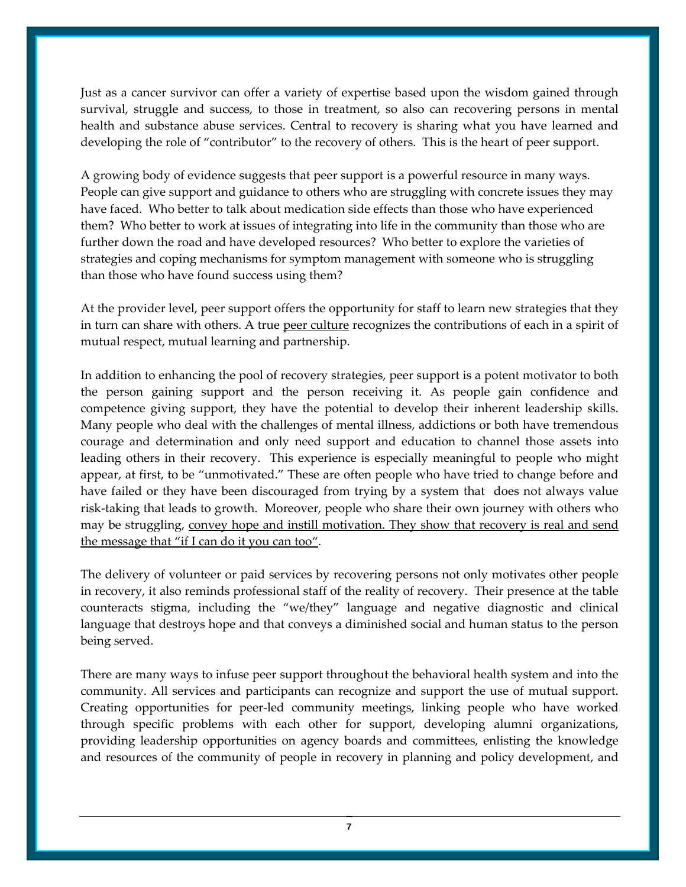Just as a cancer survivor can offer a variety of expertise based upon the wisdom gained through survival, struggle and success, to those in treatment, so also can recovering persons in mental health and substance abuse services. Central to recovery is sharing what you have learned and developing the role of "contributor" to the recovery of others. This is the heart of peer support.

A growing body of evidence suggests that peer support is a powerful resource in many ways. People can give support and guidance to others who are struggling with concrete issues they may have faced. Who better to talk about medication side effects than those who have experienced them? Who better to work at issues of integrating into life in the community than those who are further down the road and have developed resources? Who better to explore the varieties of strategies and coping mechanisms for symptom management with someone who is struggling than those who have found success using them?

At the provider level, peer support offers the opportunity for staff to learn new strategies that they in turn can share with others. A true <u>peer culture</u> recognizes the contributions of each in a spirit of mutual respect, mutual learning and partnership.

In addition to enhancing the pool of recovery strategies, peer support is a potent motivator to both the person gaining support and the person receiving it. As people gain confidence and competence giving support, they have the potential to develop their inherent leadership skills. Many people who deal with the challenges of mental illness, addictions or both have tremendous courage and determination and only need support and education to channel those assets into leading others in their recovery. This experience is especially meaningful to people who might appear, at first, to be "unmotivated." These are often people who have tried to change before and have failed or they have been discouraged from trying by a system that does not always value risk-taking that leads to growth. Moreover, people who share their own journey with others who may be struggling, <u>convey hope and instill motivation. They show that recovery is real and send the message that "if I can do it you can too"</u>.

The delivery of volunteer or paid services by recovering persons not only motivates other people in recovery, it also reminds professional staff of the reality of recovery. Their presence at the table counteracts stigma, including the "we/they" language and negative diagnostic and clinical language that destroys hope and that conveys a diminished social and human status to the person being served.

There are many ways to infuse peer support throughout the behavioral health system and into the community. All services and participants can recognize and support the use of mutual support. Creating opportunities for peer-led community meetings, linking people who have worked through specific problems with each other for support, developing alumni organizations, providing leadership opportunities on agency boards and committees, enlisting the knowledge and resources of the community of people in recovery in planning and policy development, and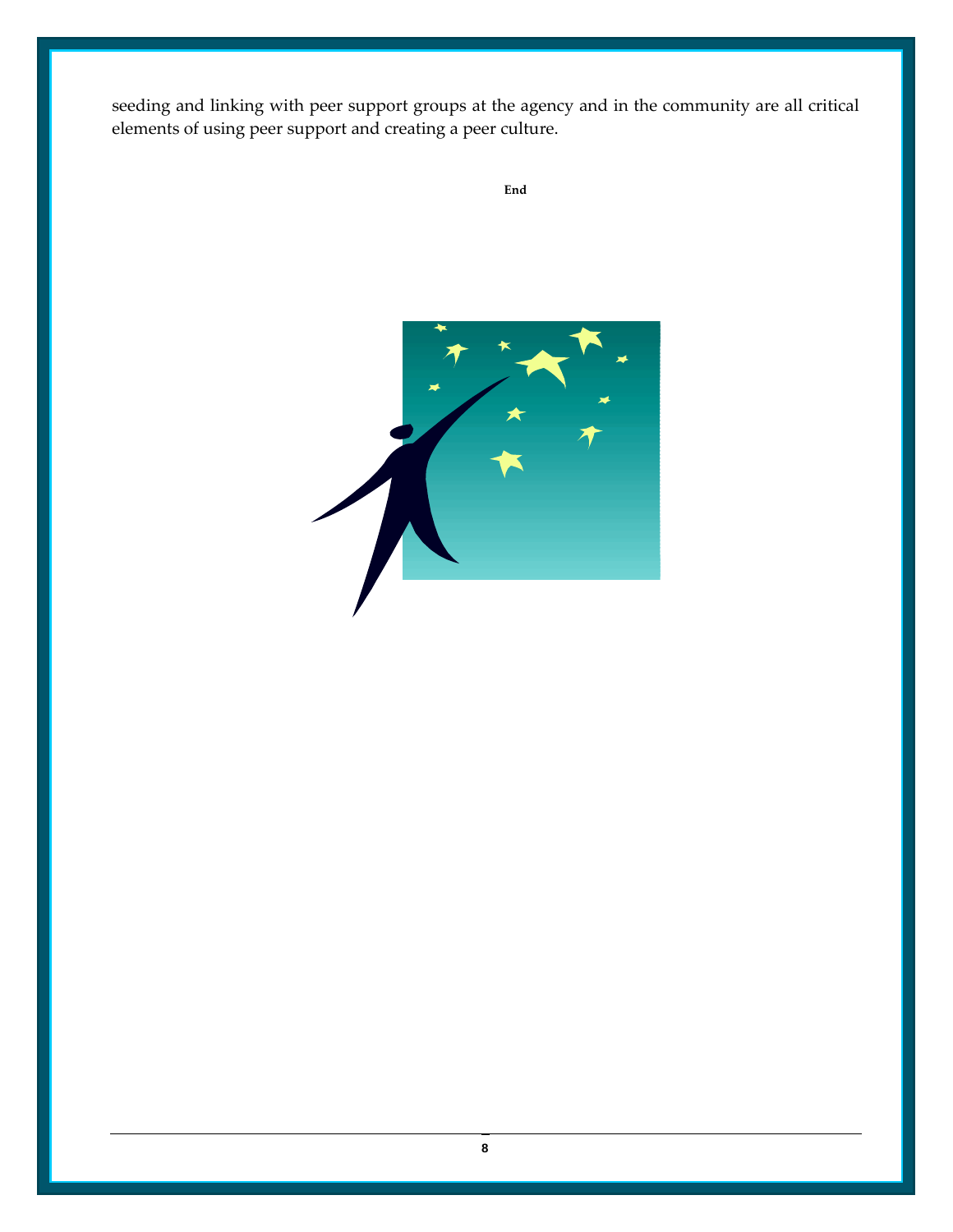seeding and linking with peer support groups at the agency and in the community are all critical elements of using peer support and creating a peer culture.

**End**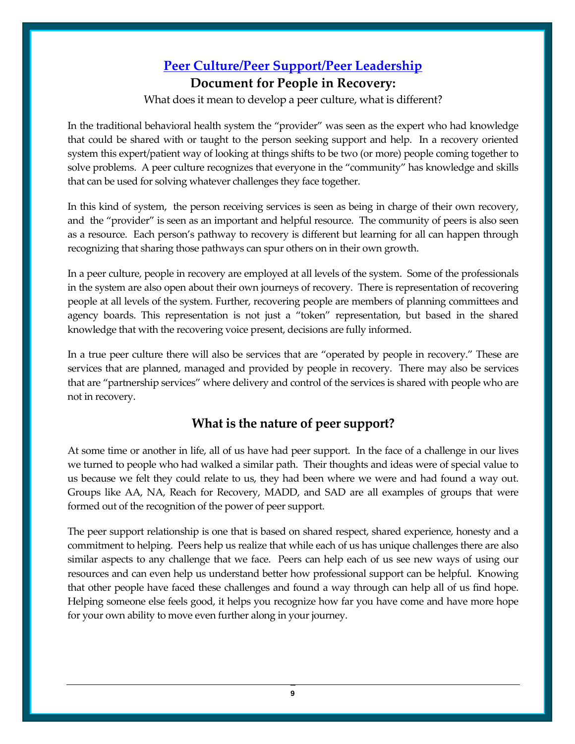## [Peer Culture/Peer Support/Peer Leadership]

### Document for People in Recovery:

What does it mean to develop a peer culture, what is different?

In the traditional behavioral health system the "provider" was seen as the expert who had knowledge that could be shared with or taught to the person seeking support and help. In a recovery oriented system this expert/patient way of looking at things shifts to be two (or more) people coming together to solve problems. A peer culture recognizes that everyone in the "community" has knowledge and skills that can be used for solving whatever challenges they face together.

In this kind of system, the person receiving services is seen as being in charge of their own recovery, and the "provider" is seen as an important and helpful resource. The community of peers is also seen as a resource. Each person's pathway to recovery is different but learning for all can happen through recognizing that sharing those pathways can spur others on in their own growth.

In a peer culture, people in recovery are employed at all levels of the system. Some of the professionals in the system are also open about their own journeys of recovery. There is representation of recovering people at all levels of the system. Further, recovering people are members of planning committees and agency boards. This representation is not just a "token" representation, but based in the shared knowledge that with the recovering voice present, decisions are fully informed.

In a true peer culture there will also be services that are "operated by people in recovery." These are services that are planned, managed and provided by people in recovery. There may also be services that are "partnership services" where delivery and control of the services is shared with people who are not in recovery.

### What is the nature of peer support?

At some time or another in life, all of us have had peer support. In the face of a challenge in our lives we turned to people who had walked a similar path. Their thoughts and ideas were of special value to us because we felt they could relate to us, they had been where we were and had found a way out. Groups like AA, NA, Reach for Recovery, MADD, and SAD are all examples of groups that were formed out of the recognition of the power of peer support.

The peer support relationship is one that is based on shared respect, shared experience, honesty and a commitment to helping. Peers help us realize that while each of us has unique challenges there are also similar aspects to any challenge that we face. Peers can help each of us see new ways of using our resources and can even help us understand better how professional support can be helpful. Knowing that other people have faced these challenges and found a way through can help all of us find hope. Helping someone else feels good, it helps you recognize how far you have come and have more hope for your own ability to move even further along in your journey.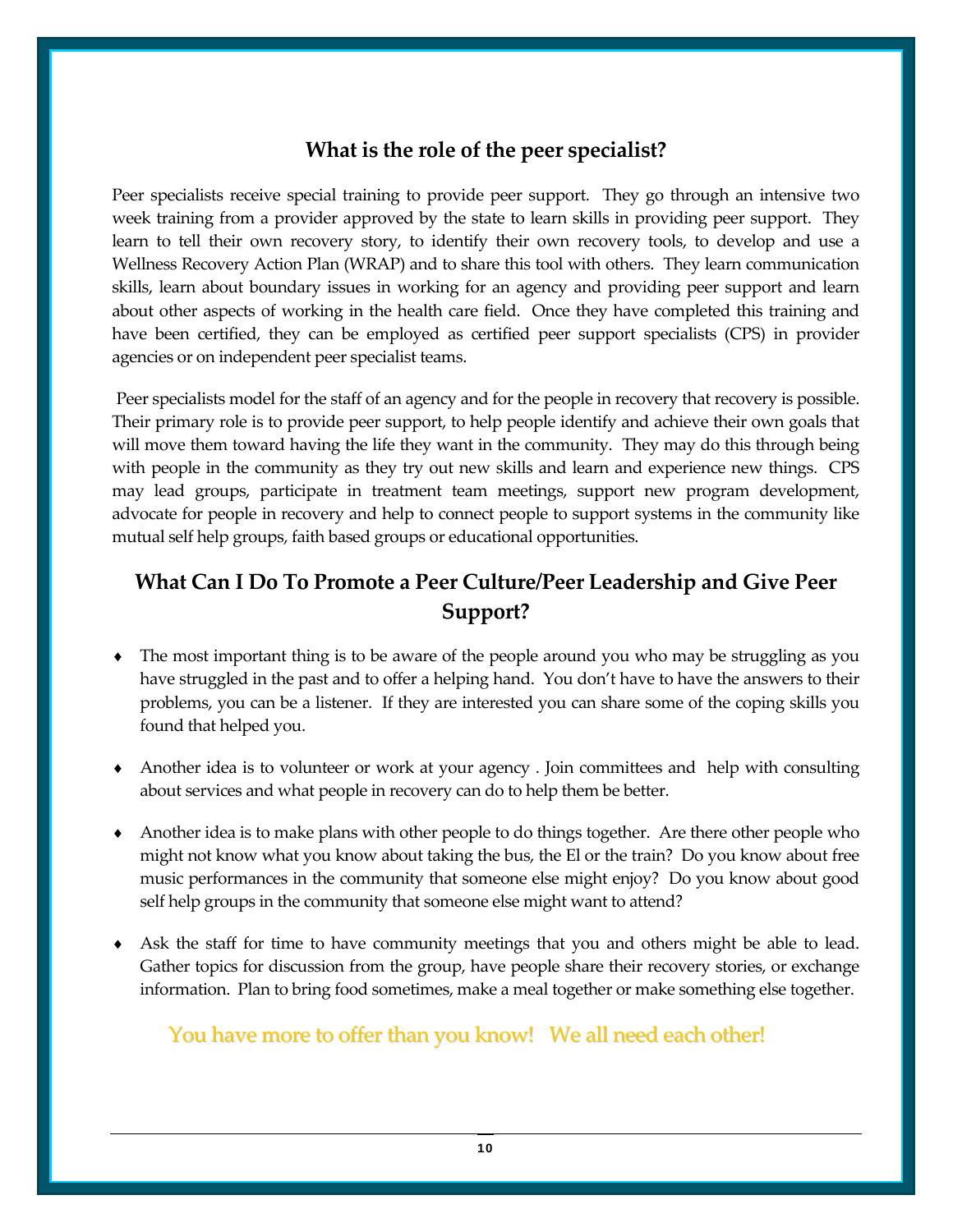## What is the role of the peer specialist?

Peer specialists receive special training to provide peer support. They go through an intensive two week training from a provider approved by the state to learn skills in providing peer support. They learn to tell their own recovery story, to identify their own recovery tools, to develop and use a Wellness Recovery Action Plan (WRAP) and to share this tool with others. They learn communication skills, learn about boundary issues in working for an agency and providing peer support and learn about other aspects of working in the health care field. Once they have completed this training and have been certified, they can be employed as certified peer support specialists (CPS) in provider agencies or on independent peer specialist teams.

Peer specialists model for the staff of an agency and for the people in recovery that recovery is possible. Their primary role is to provide peer support, to help people identify and achieve their own goals that will move them toward having the life they want in the community. They may do this through being with people in the community as they try out new skills and learn and experience new things. CPS may lead groups, participate in treatment team meetings, support new program development, advocate for people in recovery and help to connect people to support systems in the community like mutual self help groups, faith based groups or educational opportunities.

## What Can I Do To Promote a Peer Culture/Peer Leadership and Give Peer Support?

- The most important thing is to be aware of the people around you who may be struggling as you have struggled in the past and to offer a helping hand. You don't have to have the answers to their problems, you can be a listener. If they are interested you can share some of the coping skills you found that helped you.
- Another idea is to volunteer or work at your agency . Join committees and help with consulting about services and what people in recovery can do to help them be better.
- Another idea is to make plans with other people to do things together. Are there other people who might not know what you know about taking the bus, the El or the train? Do you know about free music performances in the community that someone else might enjoy? Do you know about good self help groups in the community that someone else might want to attend?
- Ask the staff for time to have community meetings that you and others might be able to lead. Gather topics for discussion from the group, have people share their recovery stories, or exchange information. Plan to bring food sometimes, make a meal together or make something else together.

**You have more to offer than you know! We all need each other!**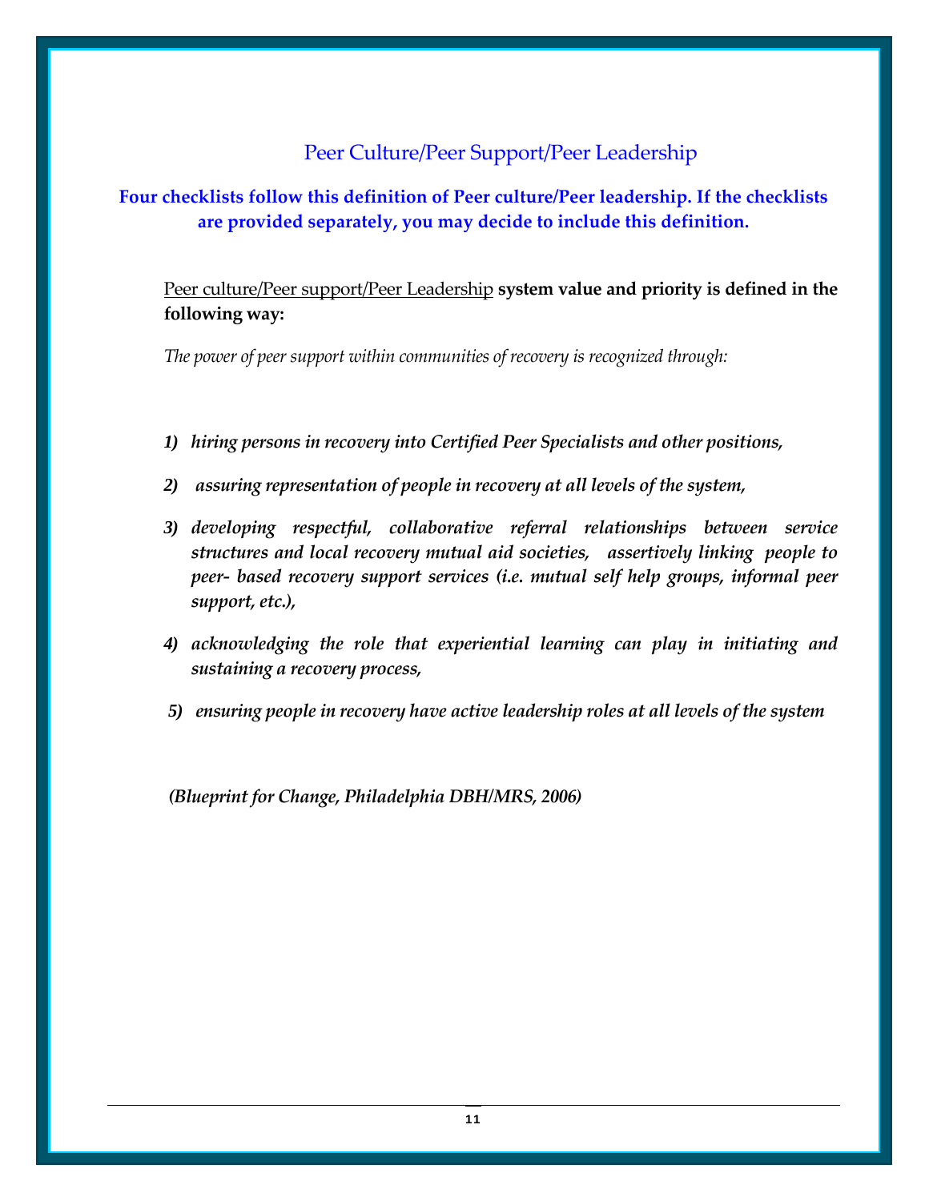# Peer Culture/Peer Support/Peer Leadership

**Four checklists follow this definition of Peer culture/Peer leadership. If the checklists are provided separately, you may decide to include this definition.**

Peer culture/Peer support/Peer Leadership **system value and priority is defined in the following way:**

*The power of peer support within communities of recovery is recognized through:*

1) ***hiring persons in recovery into Certified Peer Specialists and other positions,***
2) ***assuring representation of people in recovery at all levels of the system,***
3) ***developing respectful, collaborative referral relationships between service structures and local recovery mutual aid societies, assertively linking people to peer- based recovery support services (i.e. mutual self help groups, informal peer support, etc.),***
4) ***acknowledging the role that experiential learning can play in initiating and sustaining a recovery process,***
5) ***ensuring people in recovery have active leadership roles at all levels of the system***

***(Blueprint for Change, Philadelphia DBH/MRS, 2006)***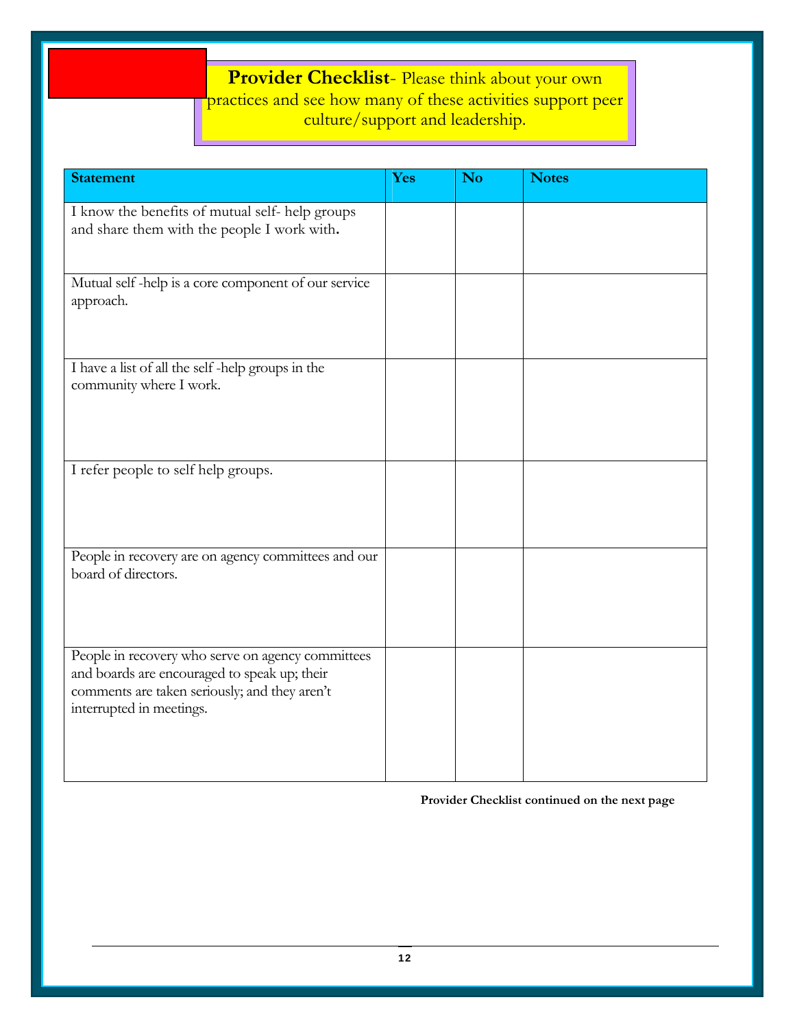**Provider Checklist**- Please think about your own practices and see how many of these activities support peer culture/support and leadership.

| Statement | Yes | No | Notes |
| --- | --- | --- | --- |
| I know the benefits of mutual self- help groups and share them with the people I work with. | | | |
| Mutual self -help is a core component of our service approach. | | | |
| I have a list of all the self -help groups in the community where I work. | | | |
| I refer people to self help groups. | | | |
| People in recovery are on agency committees and our board of directors. | | | |
| People in recovery who serve on agency committees and boards are encouraged to speak up; their comments are taken seriously; and they aren't interrupted in meetings. | | | |

**Provider Checklist continued on the next page**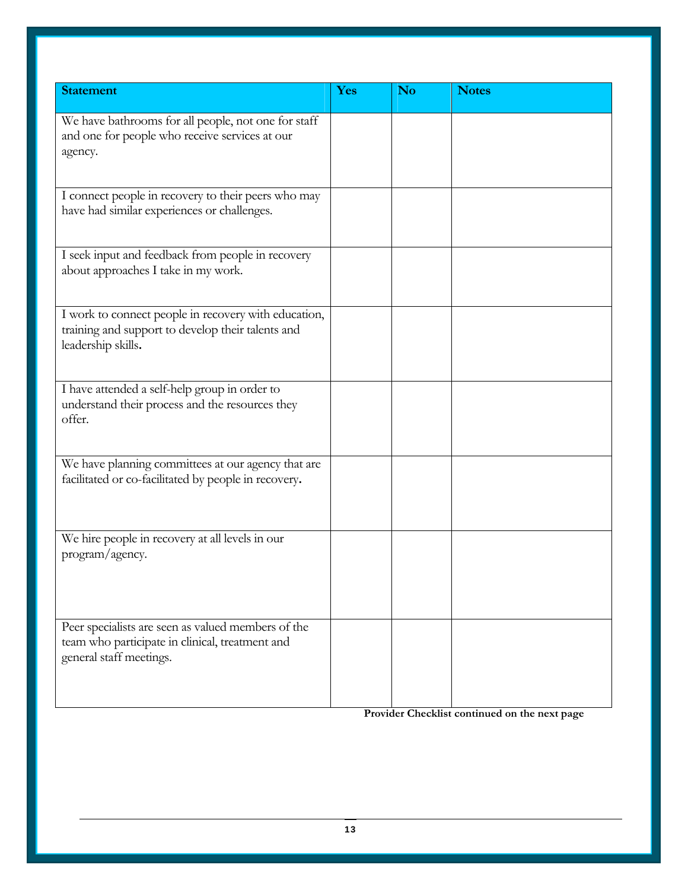| Statement | Yes | No | Notes |
|---|---|---|---|
| We have bathrooms for all people, not one for staff and one for people who receive services at our agency. | | | |
| I connect people in recovery to their peers who may have had similar experiences or challenges. | | | |
| I seek input and feedback from people in recovery about approaches I take in my work. | | | |
| I work to connect people in recovery with education, training and support to develop their talents and leadership skills. | | | |
| I have attended a self-help group in order to understand their process and the resources they offer. | | | |
| We have planning committees at our agency that are facilitated or co-facilitated by people in recovery. | | | |
| We hire people in recovery at all levels in our program/agency. | | | |
| Peer specialists are seen as valued members of the team who participate in clinical, treatment and general staff meetings. | | | |

**Provider Checklist continued on the next page**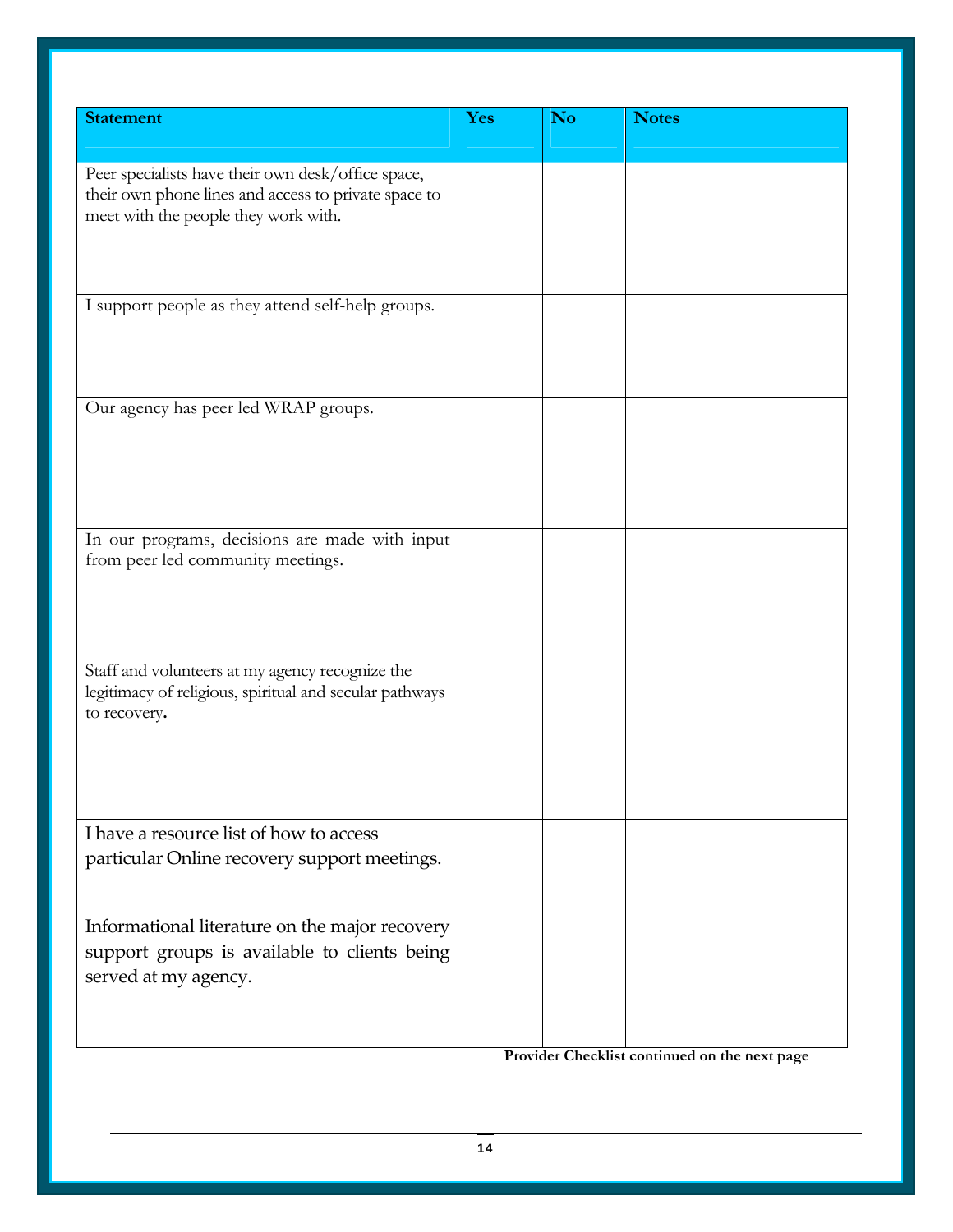| Statement | Yes | No | Notes |
|---|---|---|---|
| Peer specialists have their own desk/office space, their own phone lines and access to private space to meet with the people they work with. | | | |
| I support people as they attend self-help groups. | | | |
| Our agency has peer led WRAP groups. | | | |
| In our programs, decisions are made with input from peer led community meetings. | | | |
| Staff and volunteers at my agency recognize the legitimacy of religious, spiritual and secular pathways to recovery. | | | |
| I have a resource list of how to access particular Online recovery support meetings. | | | |
| Informational literature on the major recovery support groups is available to clients being served at my agency. | | | |

**Provider Checklist continued on the next page**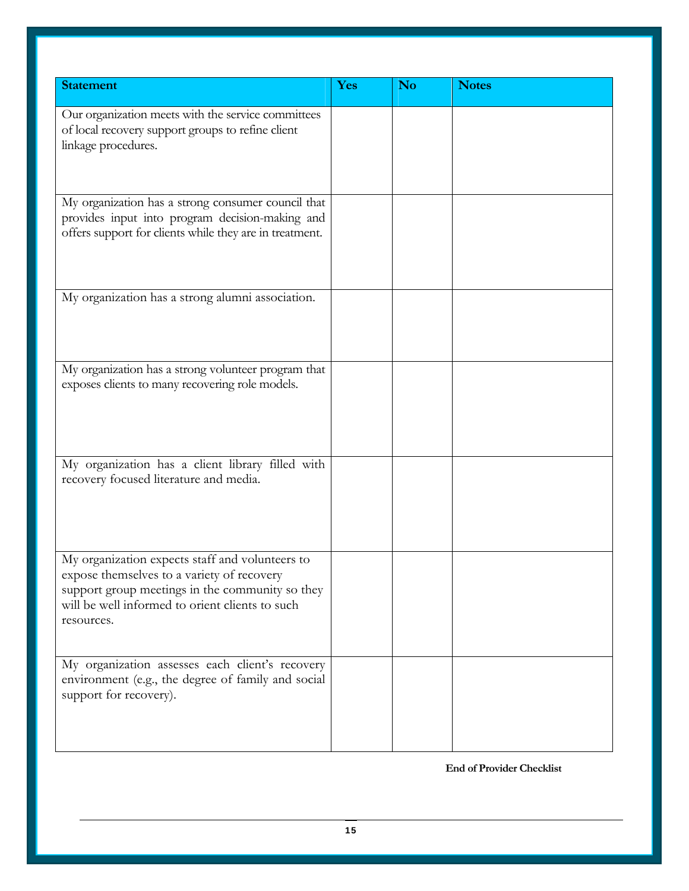| Statement | Yes | No | Notes |
|---|---|---|---|
| Our organization meets with the service committees of local recovery support groups to refine client linkage procedures. | | | |
| My organization has a strong consumer council that provides input into program decision-making and offers support for clients while they are in treatment. | | | |
| My organization has a strong alumni association. | | | |
| My organization has a strong volunteer program that exposes clients to many recovering role models. | | | |
| My organization has a client library filled with recovery focused literature and media. | | | |
| My organization expects staff and volunteers to expose themselves to a variety of recovery support group meetings in the community so they will be well informed to orient clients to such resources. | | | |
| My organization assesses each client's recovery environment (e.g., the degree of family and social support for recovery). | | | |

**End of Provider Checklist**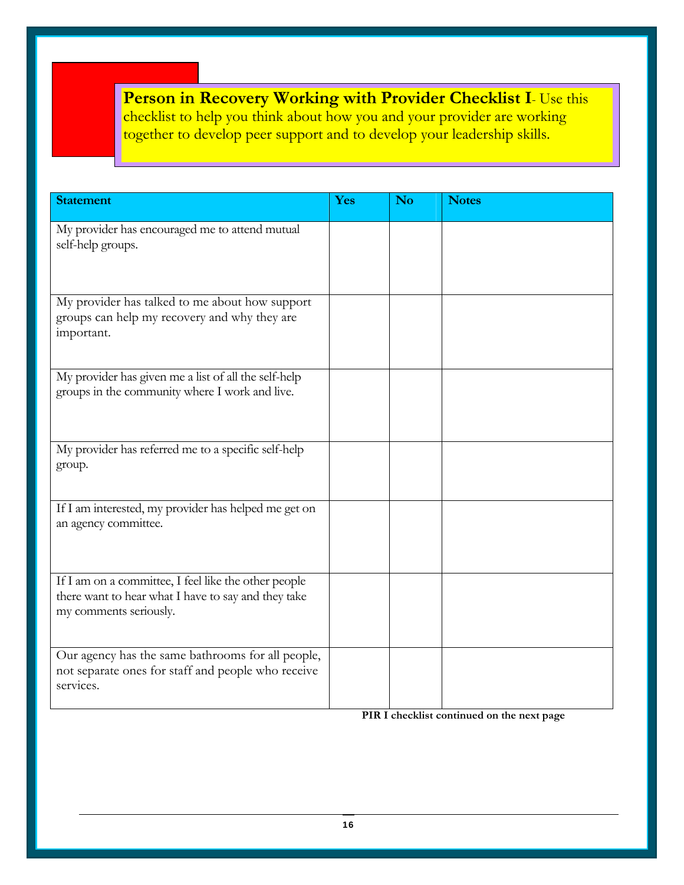**Person in Recovery Working with Provider Checklist I**- Use this checklist to help you think about how you and your provider are working together to develop peer support and to develop your leadership skills.

| Statement | Yes | No | Notes |
|---|---|---|---|
| My provider has encouraged me to attend mutual self-help groups. | | | |
| My provider has talked to me about how support groups can help my recovery and why they are important. | | | |
| My provider has given me a list of all the self-help groups in the community where I work and live. | | | |
| My provider has referred me to a specific self-help group. | | | |
| If I am interested, my provider has helped me get on an agency committee. | | | |
| If I am on a committee, I feel like the other people there want to hear what I have to say and they take my comments seriously. | | | |
| Our agency has the same bathrooms for all people, not separate ones for staff and people who receive services. | | | |

**PIR I checklist continued on the next page**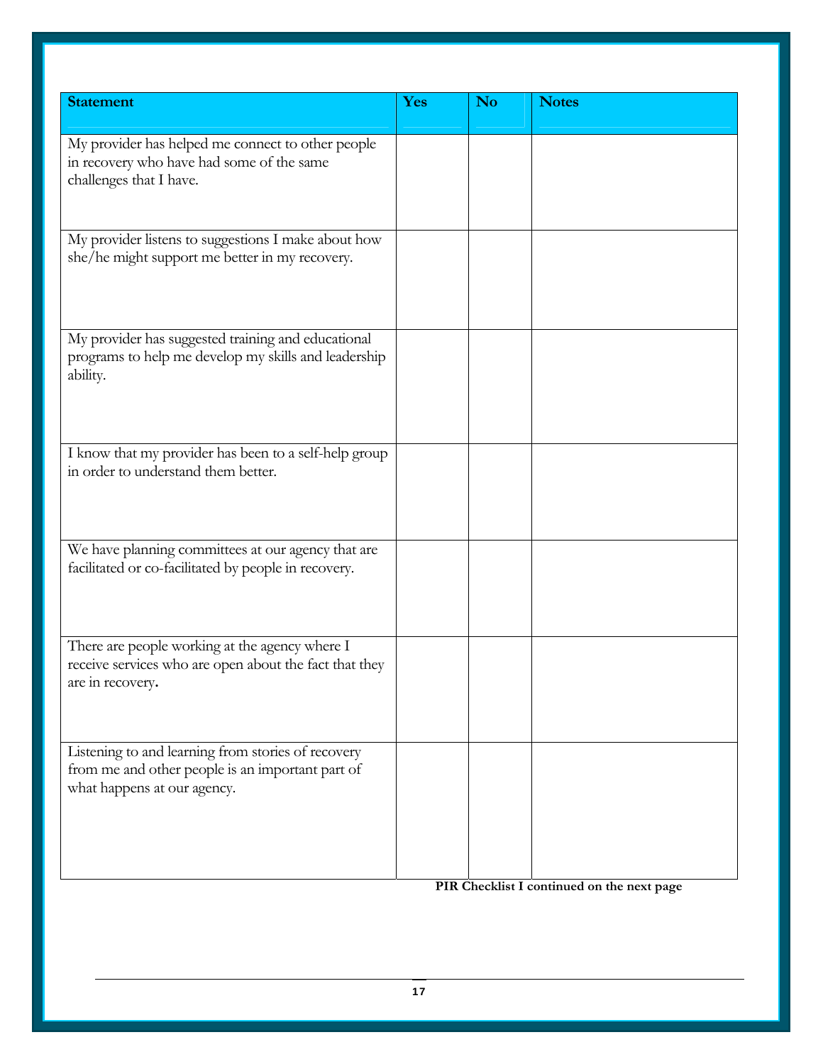| Statement | Yes | No | Notes |
|---|---|---|---|
| My provider has helped me connect to other people in recovery who have had some of the same challenges that I have. | | | |
| My provider listens to suggestions I make about how she/he might support me better in my recovery. | | | |
| My provider has suggested training and educational programs to help me develop my skills and leadership ability. | | | |
| I know that my provider has been to a self-help group in order to understand them better. | | | |
| We have planning committees at our agency that are facilitated or co-facilitated by people in recovery. | | | |
| There are people working at the agency where I receive services who are open about the fact that they are in recovery. | | | |
| Listening to and learning from stories of recovery from me and other people is an important part of what happens at our agency. | | | |

**PIR Checklist I continued on the next page**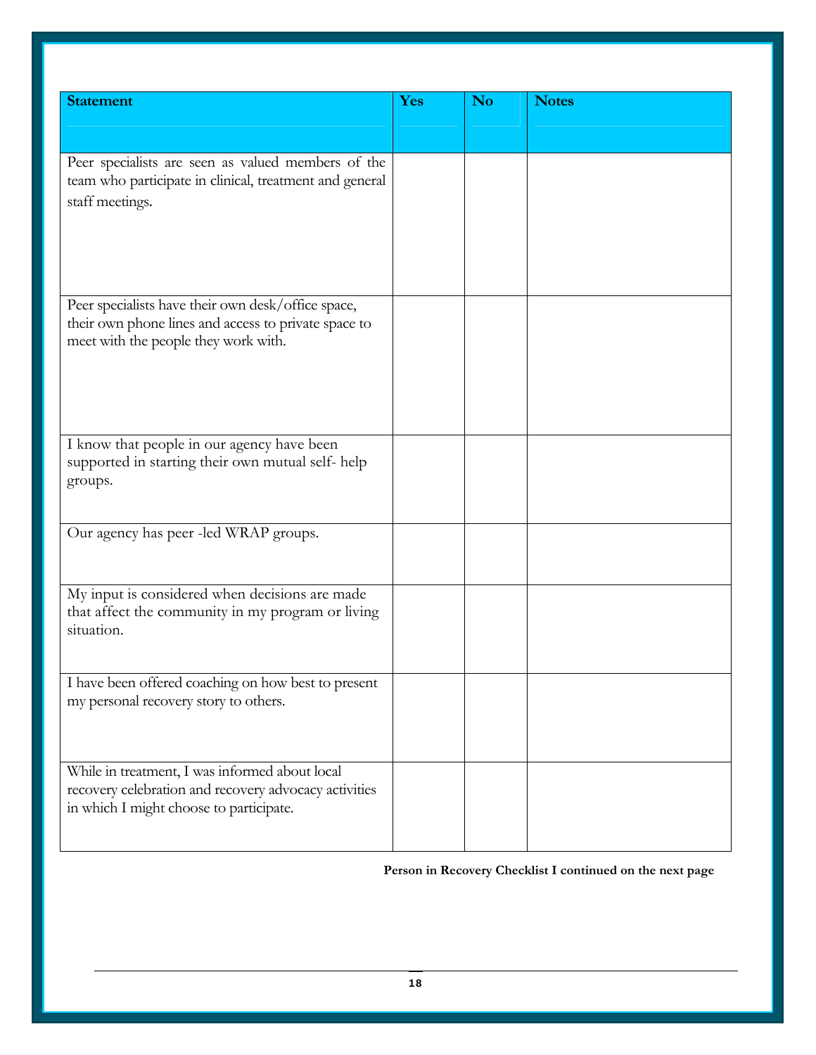| Statement | Yes | No | Notes |
|---|---|---|---|
| Peer specialists are seen as valued members of the team who participate in clinical, treatment and general staff meetings. | | | |
| Peer specialists have their own desk/office space, their own phone lines and access to private space to meet with the people they work with. | | | |
| I know that people in our agency have been supported in starting their own mutual self- help groups. | | | |
| Our agency has peer -led WRAP groups. | | | |
| My input is considered when decisions are made that affect the community in my program or living situation. | | | |
| I have been offered coaching on how best to present my personal recovery story to others. | | | |
| While in treatment, I was informed about local recovery celebration and recovery advocacy activities in which I might choose to participate. | | | |

**Person in Recovery Checklist I continued on the next page**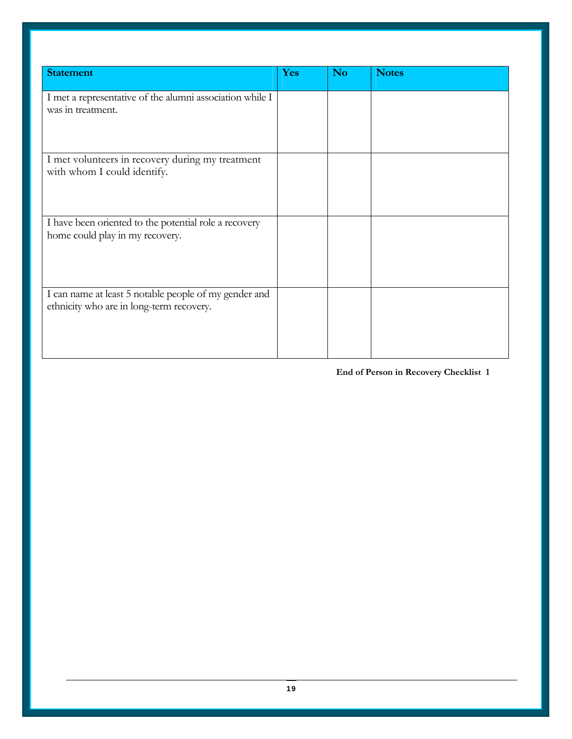| Statement | Yes | No | Notes |
|---|---|---|---|
| I met a representative of the alumni association while I was in treatment. | | | |
| I met volunteers in recovery during my treatment with whom I could identify. | | | |
| I have been oriented to the potential role a recovery home could play in my recovery. | | | |
| I can name at least 5 notable people of my gender and ethnicity who are in long-term recovery. | | | |

**End of Person in Recovery Checklist 1**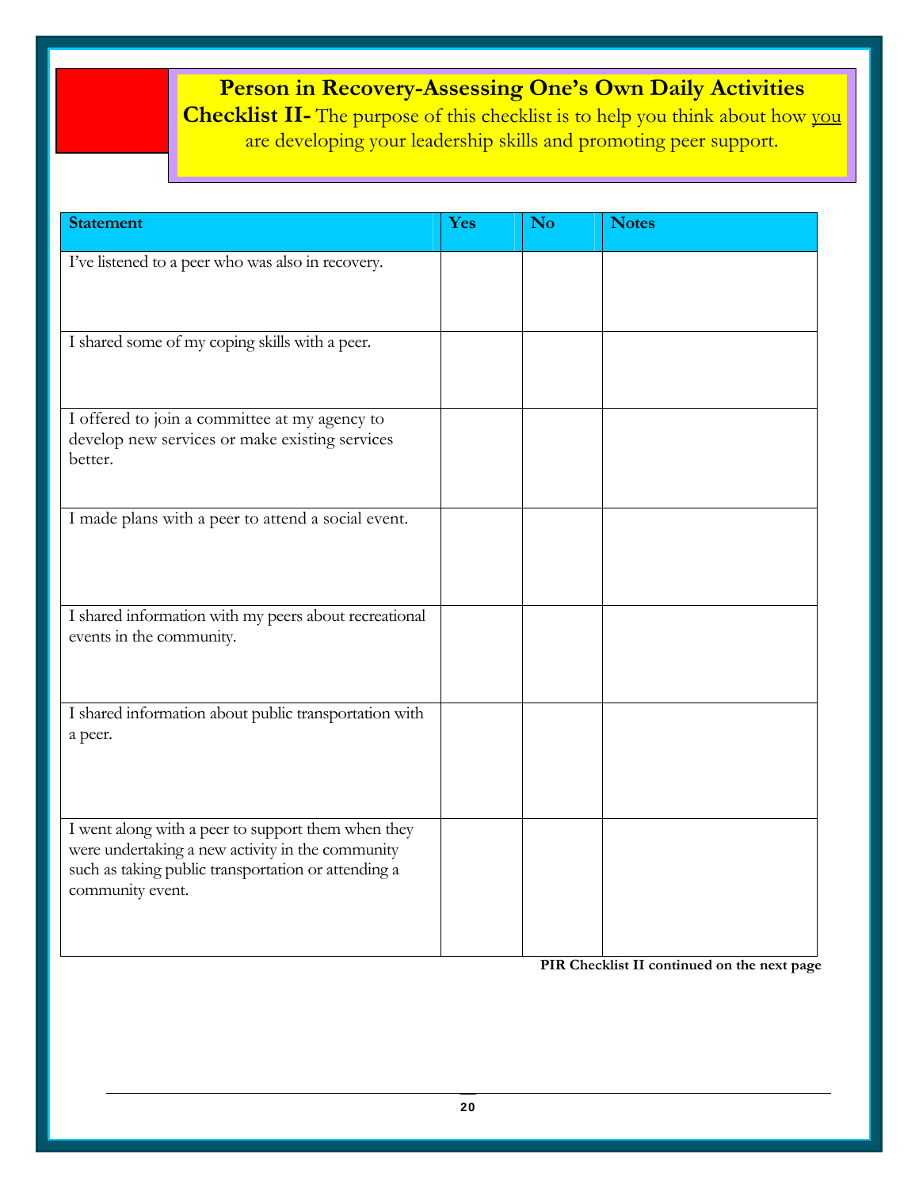# Person in Recovery-Assessing One's Own Daily Activities

**Checklist II-** The purpose of this checklist is to help you think about how you are developing your leadership skills and promoting peer support.

| Statement | Yes | No | Notes |
|---|---|---|---|
| I've listened to a peer who was also in recovery. | | | |
| I shared some of my coping skills with a peer. | | | |
| I offered to join a committee at my agency to develop new services or make existing services better. | | | |
| I made plans with a peer to attend a social event. | | | |
| I shared information with my peers about recreational events in the community. | | | |
| I shared information about public transportation with a peer. | | | |
| I went along with a peer to support them when they were undertaking a new activity in the community such as taking public transportation or attending a community event. | | | |

**PIR Checklist II continued on the next page**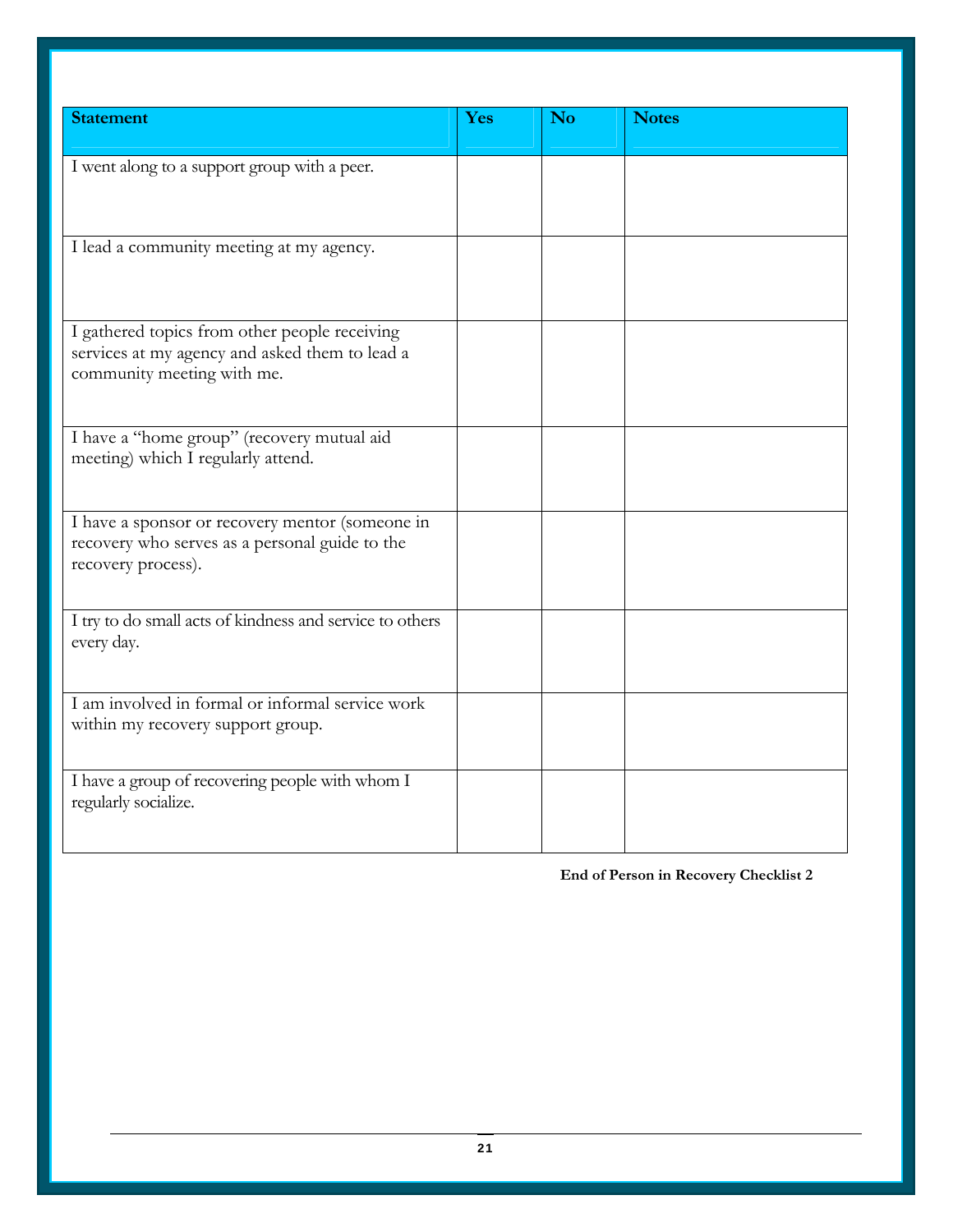| Statement | Yes | No | Notes |
|---|---|---|---|
| I went along to a support group with a peer. | | | |
| I lead a community meeting at my agency. | | | |
| I gathered topics from other people receiving services at my agency and asked them to lead a community meeting with me. | | | |
| I have a “home group” (recovery mutual aid meeting) which I regularly attend. | | | |
| I have a sponsor or recovery mentor (someone in recovery who serves as a personal guide to the recovery process). | | | |
| I try to do small acts of kindness and service to others every day. | | | |
| I am involved in formal or informal service work within my recovery support group. | | | |
| I have a group of recovering people with whom I regularly socialize. | | | |

**End of Person in Recovery Checklist 2**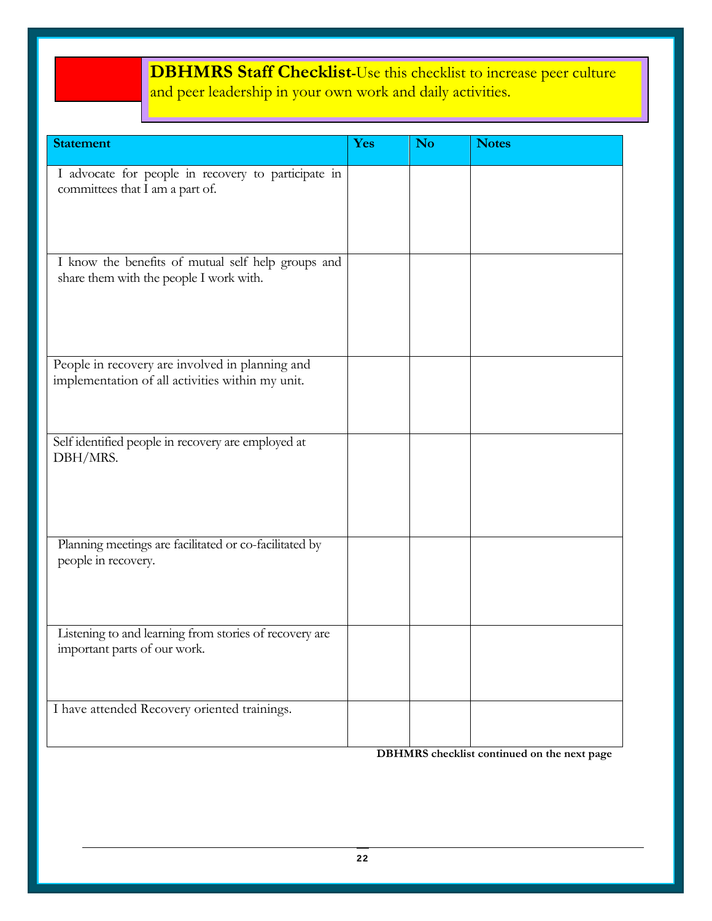**DBHMRS Staff Checklist**-Use this checklist to increase peer culture and peer leadership in your own work and daily activities.

| Statement | Yes | No | Notes |
|---|---|---|---|
| I advocate for people in recovery to participate in committees that I am a part of. | | | |
| I know the benefits of mutual self help groups and share them with the people I work with. | | | |
| People in recovery are involved in planning and implementation of all activities within my unit. | | | |
| Self identified people in recovery are employed at DBH/MRS. | | | |
| Planning meetings are facilitated or co-facilitated by people in recovery. | | | |
| Listening to and learning from stories of recovery are important parts of our work. | | | |
| I have attended Recovery oriented trainings. | | | |

**DBHMRS checklist continued on the next page**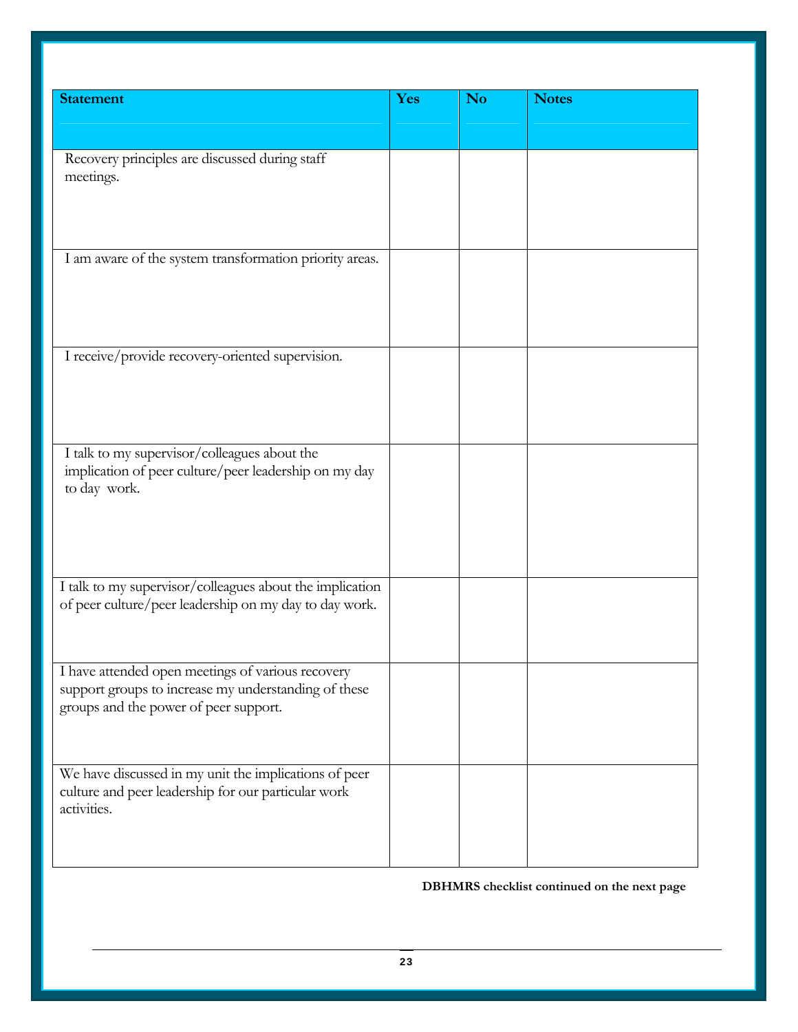| Statement | Yes | No | Notes |
|---|---|---|---|
| Recovery principles are discussed during staff meetings. | | | |
| I am aware of the system transformation priority areas. | | | |
| I receive/provide recovery-oriented supervision. | | | |
| I talk to my supervisor/colleagues about the implication of peer culture/peer leadership on my day to day work. | | | |
| I talk to my supervisor/colleagues about the implication of peer culture/peer leadership on my day to day work. | | | |
| I have attended open meetings of various recovery support groups to increase my understanding of these groups and the power of peer support. | | | |
| We have discussed in my unit the implications of peer culture and peer leadership for our particular work activities. | | | |

**DBHMRS checklist continued on the next page**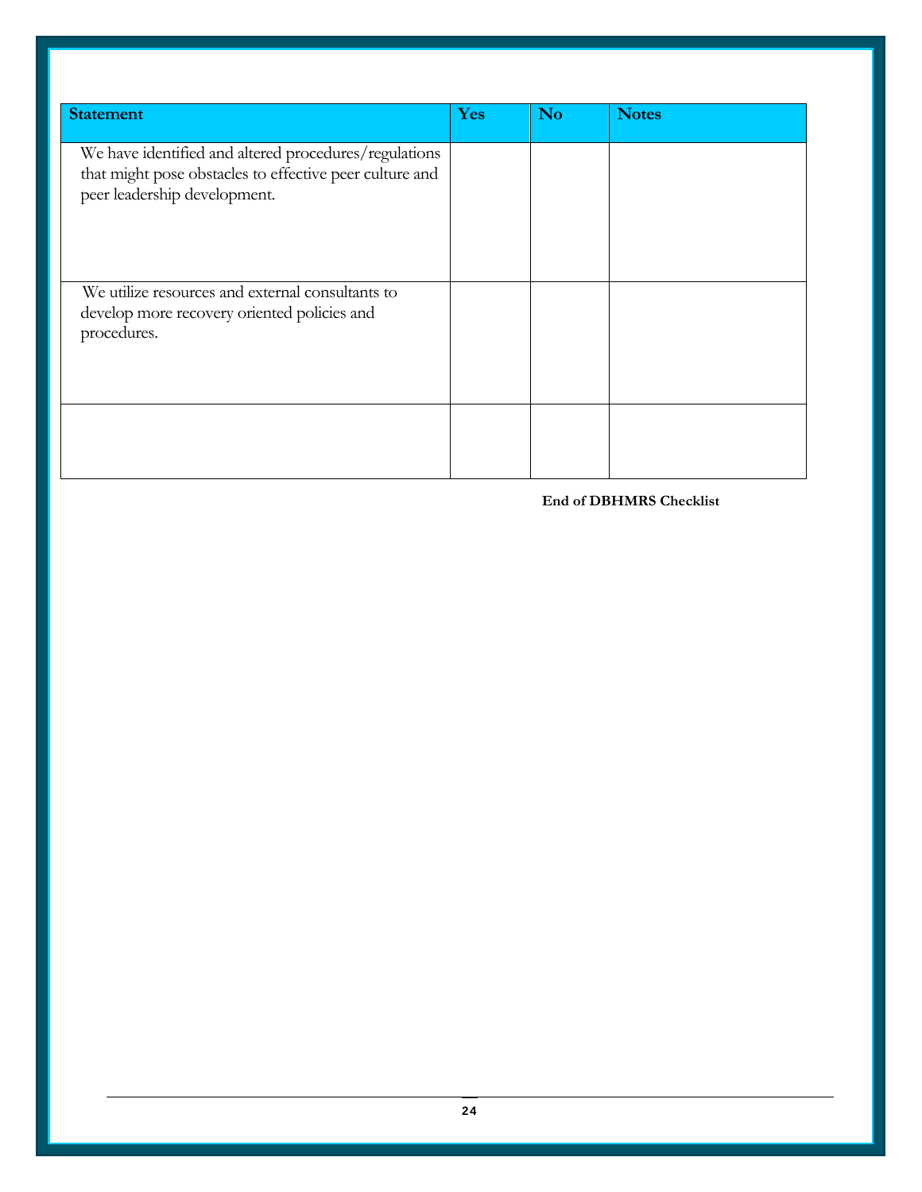| Statement | Yes | No | Notes |
|---|---|---|---|
| We have identified and altered procedures/regulations that might pose obstacles to effective peer culture and peer leadership development. | | | |
| We utilize resources and external consultants to develop more recovery oriented policies and procedures. | | | |
| | | | |

**End of DBHMRS Checklist**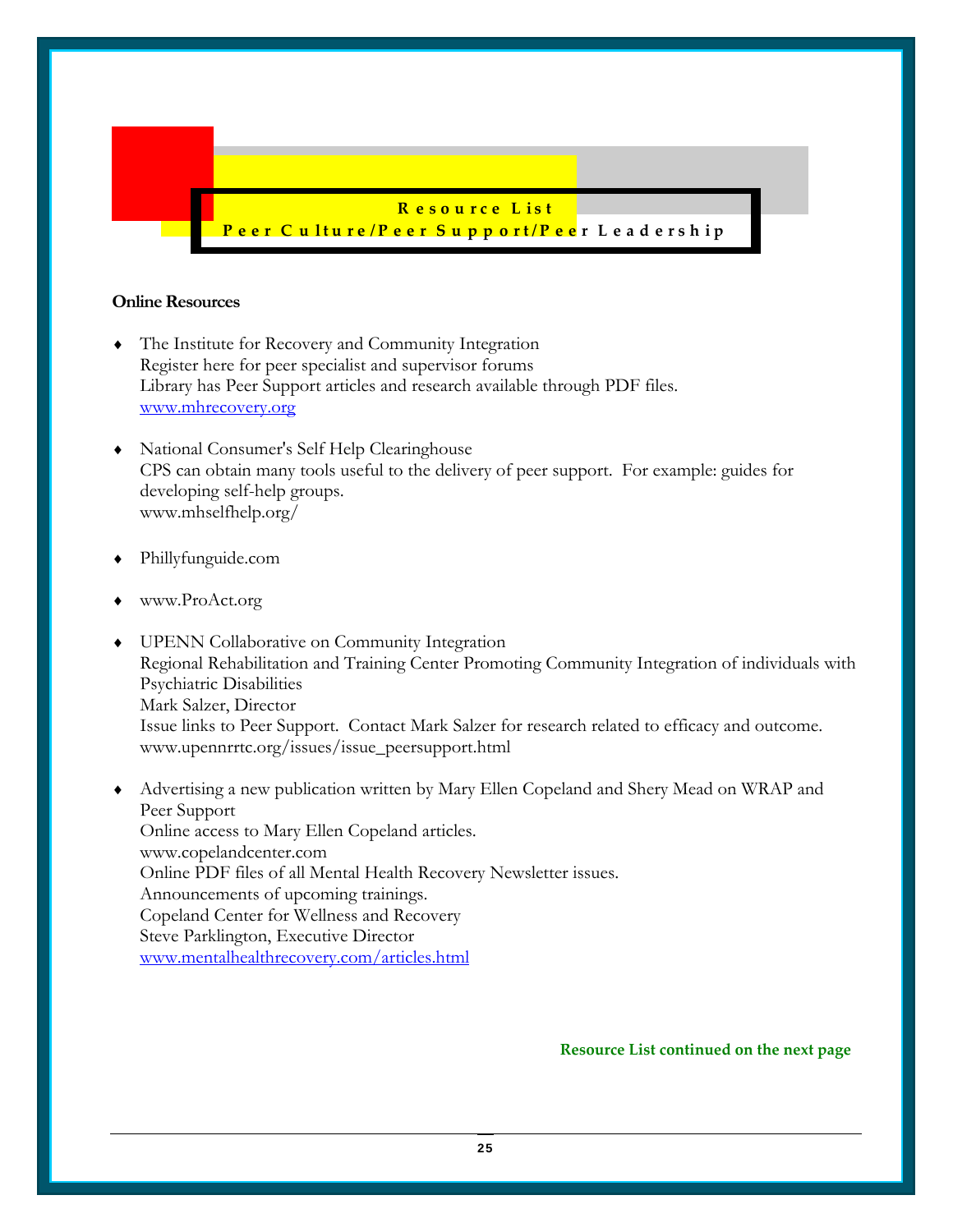# Resource List

## Peer Culture/Peer Support/Peer Leadership

**Online Resources**

- The Institute for Recovery and Community Integration
  Register here for peer specialist and supervisor forums
  Library has Peer Support articles and research available through PDF files.
  [www.mhrecovery.org](www.mhrecovery.org)

- National Consumer's Self Help Clearinghouse
  CPS can obtain many tools useful to the delivery of peer support. For example: guides for developing self-help groups.
  www.mhselfhelp.org/

- Phillyfunguide.com

- www.ProAct.org

- UPENN Collaborative on Community Integration
  Regional Rehabilitation and Training Center Promoting Community Integration of individuals with Psychiatric Disabilities
  Mark Salzer, Director
  Issue links to Peer Support. Contact Mark Salzer for research related to efficacy and outcome.
  www.upennrrtc.org/issues/issue_peersupport.html

- Advertising a new publication written by Mary Ellen Copeland and Shery Mead on WRAP and Peer Support
  Online access to Mary Ellen Copeland articles.
  www.copelandcenter.com
  Online PDF files of all Mental Health Recovery Newsletter issues.
  Announcements of upcoming trainings.
  Copeland Center for Wellness and Recovery
  Steve Parklington, Executive Director
  [www.mentalhealthrecovery.com/articles.html](www.mentalhealthrecovery.com/articles.html)

**Resource List continued on the next page**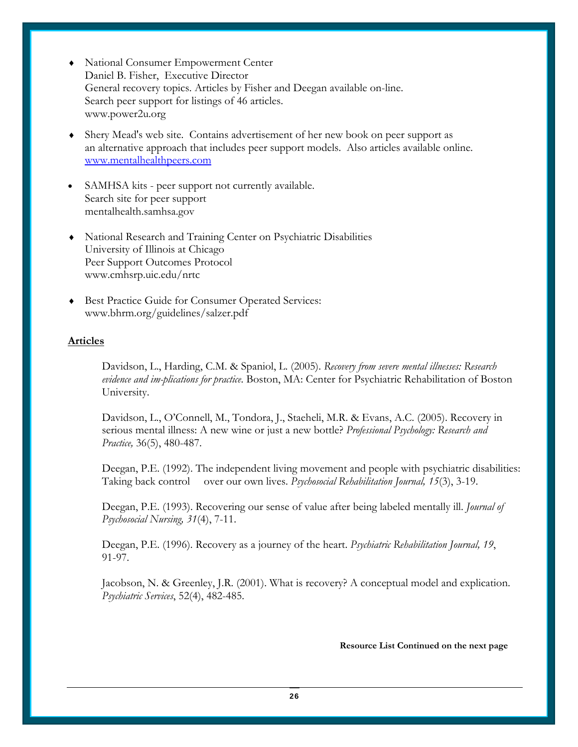- National Consumer Empowerment Center
  Daniel B. Fisher, Executive Director
  General recovery topics. Articles by Fisher and Deegan available on-line.
  Search peer support for listings of 46 articles.
  www.power2u.org

- Shery Mead's web site. Contains advertisement of her new book on peer support as an alternative approach that includes peer support models. Also articles available online.
  www.mentalhealthpeers.com

- SAMHSA kits - peer support not currently available.
  Search site for peer support
  mentalhealth.samhsa.gov

- National Research and Training Center on Psychiatric Disabilities
  University of Illinois at Chicago
  Peer Support Outcomes Protocol
  www.cmhsrp.uic.edu/nrtc

- Best Practice Guide for Consumer Operated Services:
  www.bhrm.org/guidelines/salzer.pdf

**Articles**

Davidson, L., Harding, C.M. & Spaniol, L. (2005). *Recovery from severe mental illnesses: Research evidence and im-plications for practice*. Boston, MA: Center for Psychiatric Rehabilitation of Boston University.

Davidson, L., O'Connell, M., Tondora, J., Staeheli, M.R. & Evans, A.C. (2005). Recovery in serious mental illness: A new wine or just a new bottle? *Professional Psychology: Research and Practice,* 36(5), 480-487.

Deegan, P.E. (1992). The independent living movement and people with psychiatric disabilities: Taking back control over our own lives. *Psychosocial Rehabilitation Journal, 15*(3), 3-19.

Deegan, P.E. (1993). Recovering our sense of value after being labeled mentally ill. *Journal of Psychosocial Nursing, 31*(4), 7-11.

Deegan, P.E. (1996). Recovery as a journey of the heart. *Psychiatric Rehabilitation Journal, 19*, 91-97.

Jacobson, N. & Greenley, J.R. (2001). What is recovery? A conceptual model and explication. *Psychiatric Services*, 52(4), 482-485.

**Resource List Continued on the next page**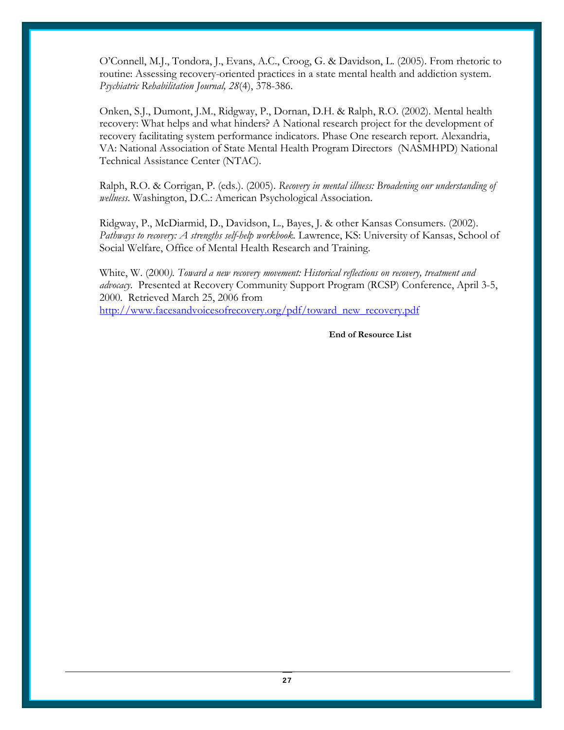O'Connell, M.J., Tondora, J., Evans, A.C., Croog, G. & Davidson, L. (2005). From rhetoric to routine: Assessing recovery-oriented practices in a state mental health and addiction system. *Psychiatric Rehabilitation Journal, 28*(4), 378-386.

Onken, S.J., Dumont, J.M., Ridgway, P., Dornan, D.H. & Ralph, R.O. (2002). Mental health recovery: What helps and what hinders? A National research project for the development of recovery facilitating system performance indicators. Phase One research report. Alexandria, VA: National Association of State Mental Health Program Directors (NASMHPD) National Technical Assistance Center (NTAC).

Ralph, R.O. & Corrigan, P. (eds.). (2005). *Recovery in mental illness: Broadening our understanding of wellness*. Washington, D.C.: American Psychological Association.

Ridgway, P., McDiarmid, D., Davidson, L., Bayes, J. & other Kansas Consumers. (2002). *Pathways to recovery: A strengths self-help workbook*. Lawrence, KS: University of Kansas, School of Social Welfare, Office of Mental Health Research and Training.

White, W. (2000*). Toward a new recovery movement: Historical reflections on recovery, treatment and advocacy*. Presented at Recovery Community Support Program (RCSP) Conference, April 3-5, 2000. Retrieved March 25, 2006 from http://www.facesandvoicesofrecovery.org/pdf/toward_new_recovery.pdf

**End of Resource List**